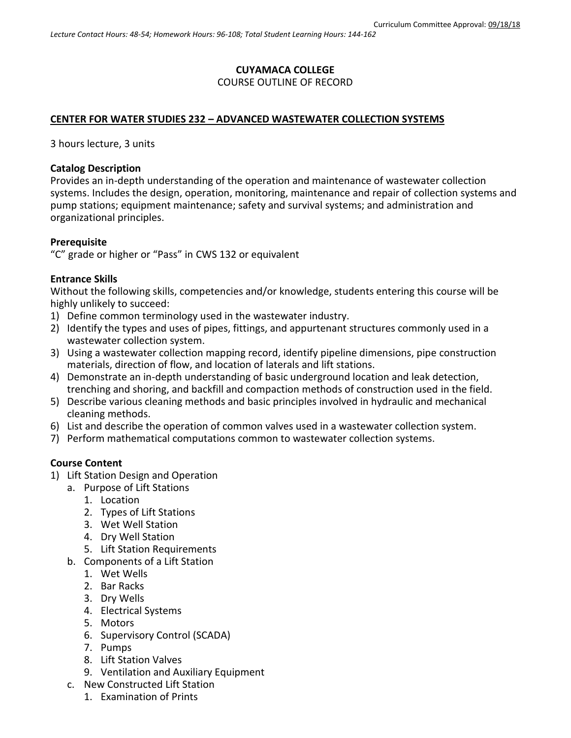Curriculum Committee Approval: 09/18/18

*Lecture Contact Hours: 48-54; Homework Hours: 96-108; Total Student Learning Hours: 144-162*

**CUYAMACA COLLEGE**
COURSE OUTLINE OF RECORD

**CENTER FOR WATER STUDIES 232 – ADVANCED WASTEWATER COLLECTION SYSTEMS**

3 hours lecture, 3 units

**Catalog Description**
Provides an in-depth understanding of the operation and maintenance of wastewater collection systems. Includes the design, operation, monitoring, maintenance and repair of collection systems and pump stations; equipment maintenance; safety and survival systems; and administration and organizational principles.

**Prerequisite**
"C" grade or higher or "Pass" in CWS 132 or equivalent

**Entrance Skills**
Without the following skills, competencies and/or knowledge, students entering this course will be highly unlikely to succeed:

1) Define common terminology used in the wastewater industry.
2) Identify the types and uses of pipes, fittings, and appurtenant structures commonly used in a wastewater collection system.
3) Using a wastewater collection mapping record, identify pipeline dimensions, pipe construction materials, direction of flow, and location of laterals and lift stations.
4) Demonstrate an in-depth understanding of basic underground location and leak detection, trenching and shoring, and backfill and compaction methods of construction used in the field.
5) Describe various cleaning methods and basic principles involved in hydraulic and mechanical cleaning methods.
6) List and describe the operation of common valves used in a wastewater collection system.
7) Perform mathematical computations common to wastewater collection systems.

**Course Content**

1) Lift Station Design and Operation
   a. Purpose of Lift Stations
      1. Location
      2. Types of Lift Stations
      3. Wet Well Station
      4. Dry Well Station
      5. Lift Station Requirements
   b. Components of a Lift Station
      1. Wet Wells
      2. Bar Racks
      3. Dry Wells
      4. Electrical Systems
      5. Motors
      6. Supervisory Control (SCADA)
      7. Pumps
      8. Lift Station Valves
      9. Ventilation and Auxiliary Equipment
   c. New Constructed Lift Station
      1. Examination of Prints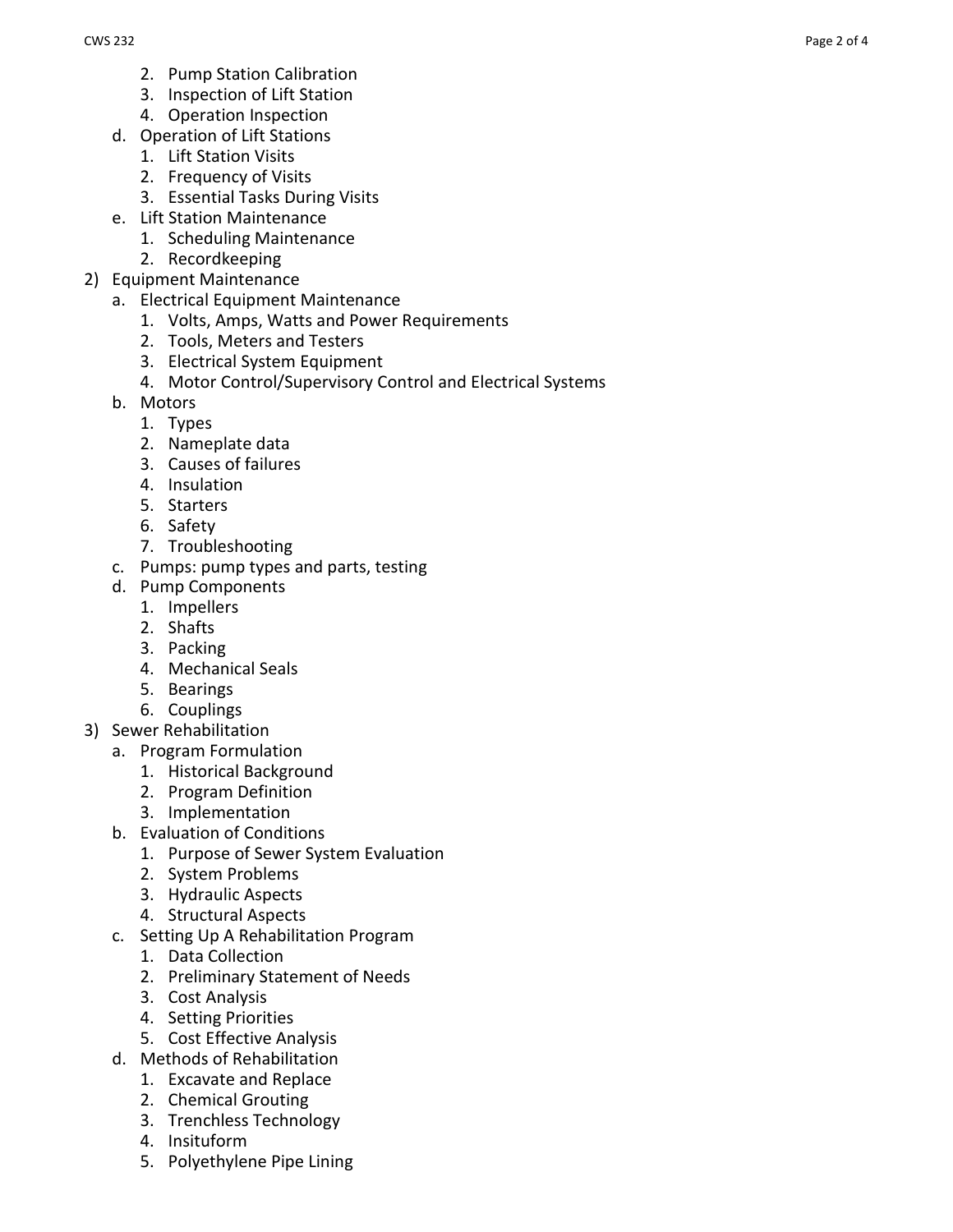2. Pump Station Calibration
   3. Inspection of Lift Station
   4. Operation Inspection

   d. Operation of Lift Stations
      1. Lift Station Visits
      2. Frequency of Visits
      3. Essential Tasks During Visits
   e. Lift Station Maintenance
      1. Scheduling Maintenance
      2. Recordkeeping

2) Equipment Maintenance
   a. Electrical Equipment Maintenance
      1. Volts, Amps, Watts and Power Requirements
      2. Tools, Meters and Testers
      3. Electrical System Equipment
      4. Motor Control/Supervisory Control and Electrical Systems
   b. Motors
      1. Types
      2. Nameplate data
      3. Causes of failures
      4. Insulation
      5. Starters
      6. Safety
      7. Troubleshooting
   c. Pumps: pump types and parts, testing
   d. Pump Components
      1. Impellers
      2. Shafts
      3. Packing
      4. Mechanical Seals
      5. Bearings
      6. Couplings

3) Sewer Rehabilitation
   a. Program Formulation
      1. Historical Background
      2. Program Definition
      3. Implementation
   b. Evaluation of Conditions
      1. Purpose of Sewer System Evaluation
      2. System Problems
      3. Hydraulic Aspects
      4. Structural Aspects
   c. Setting Up A Rehabilitation Program
      1. Data Collection
      2. Preliminary Statement of Needs
      3. Cost Analysis
      4. Setting Priorities
      5. Cost Effective Analysis
   d. Methods of Rehabilitation
      1. Excavate and Replace
      2. Chemical Grouting
      3. Trenchless Technology
      4. Insituform
      5. Polyethylene Pipe Lining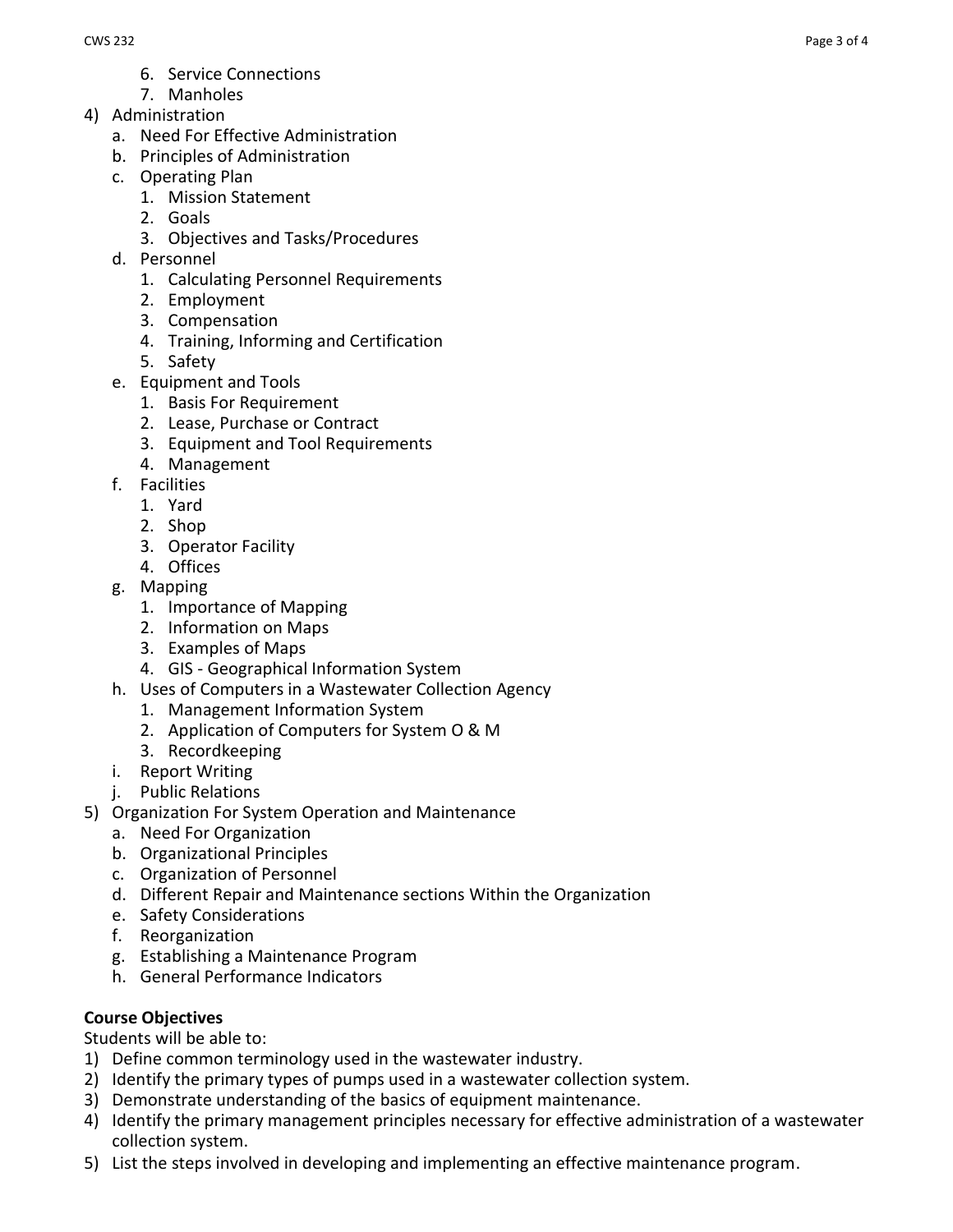6. Service Connections
      7. Manholes
4) Administration
   a. Need For Effective Administration
   b. Principles of Administration
   c. Operating Plan
      1. Mission Statement
      2. Goals
      3. Objectives and Tasks/Procedures
   d. Personnel
      1. Calculating Personnel Requirements
      2. Employment
      3. Compensation
      4. Training, Informing and Certification
      5. Safety
   e. Equipment and Tools
      1. Basis For Requirement
      2. Lease, Purchase or Contract
      3. Equipment and Tool Requirements
      4. Management
   f. Facilities
      1. Yard
      2. Shop
      3. Operator Facility
      4. Offices
   g. Mapping
      1. Importance of Mapping
      2. Information on Maps
      3. Examples of Maps
      4. GIS - Geographical Information System
   h. Uses of Computers in a Wastewater Collection Agency
      1. Management Information System
      2. Application of Computers for System O & M
      3. Recordkeeping
   i. Report Writing
   j. Public Relations
5) Organization For System Operation and Maintenance
   a. Need For Organization
   b. Organizational Principles
   c. Organization of Personnel
   d. Different Repair and Maintenance sections Within the Organization
   e. Safety Considerations
   f. Reorganization
   g. Establishing a Maintenance Program
   h. General Performance Indicators

**Course Objectives**

Students will be able to:

1) Define common terminology used in the wastewater industry.
2) Identify the primary types of pumps used in a wastewater collection system.
3) Demonstrate understanding of the basics of equipment maintenance.
4) Identify the primary management principles necessary for effective administration of a wastewater collection system.
5) List the steps involved in developing and implementing an effective maintenance program.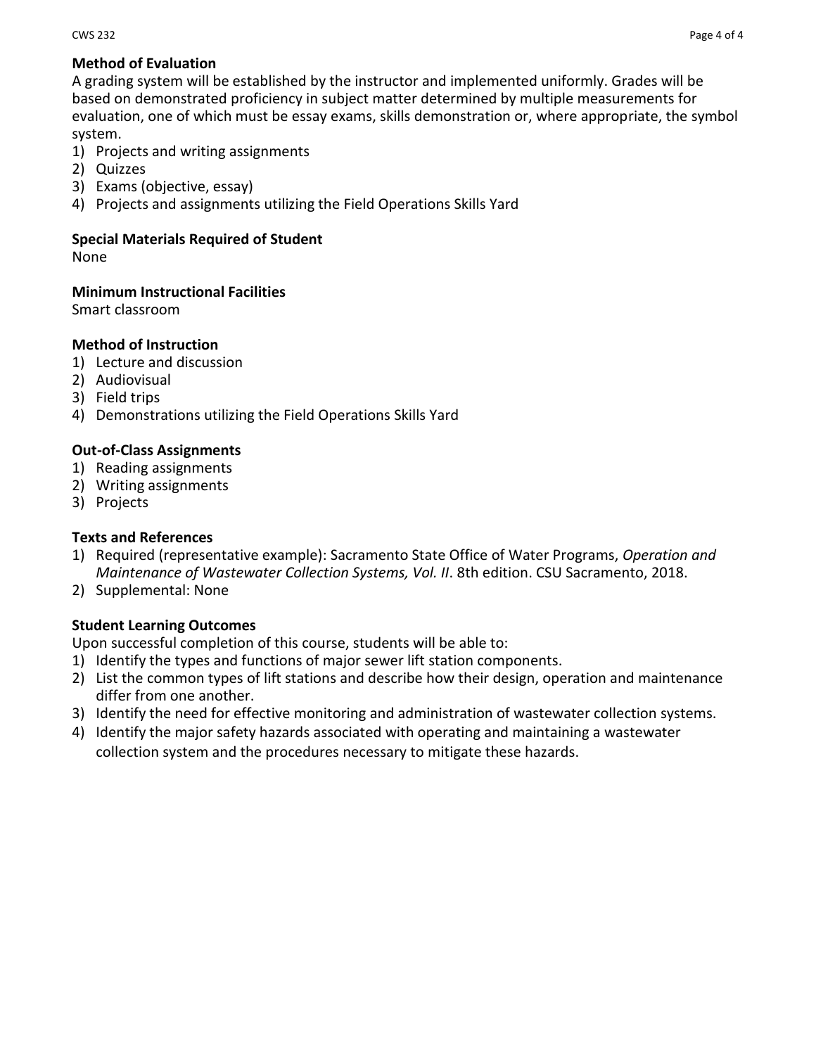**Method of Evaluation**

A grading system will be established by the instructor and implemented uniformly. Grades will be based on demonstrated proficiency in subject matter determined by multiple measurements for evaluation, one of which must be essay exams, skills demonstration or, where appropriate, the symbol system.

1) Projects and writing assignments
2) Quizzes
3) Exams (objective, essay)
4) Projects and assignments utilizing the Field Operations Skills Yard

**Special Materials Required of Student**

None

**Minimum Instructional Facilities**

Smart classroom

**Method of Instruction**

1) Lecture and discussion
2) Audiovisual
3) Field trips
4) Demonstrations utilizing the Field Operations Skills Yard

**Out-of-Class Assignments**

1) Reading assignments
2) Writing assignments
3) Projects

**Texts and References**

1) Required (representative example): Sacramento State Office of Water Programs, *Operation and Maintenance of Wastewater Collection Systems, Vol. II*. 8th edition. CSU Sacramento, 2018.
2) Supplemental: None

**Student Learning Outcomes**

Upon successful completion of this course, students will be able to:

1) Identify the types and functions of major sewer lift station components.
2) List the common types of lift stations and describe how their design, operation and maintenance differ from one another.
3) Identify the need for effective monitoring and administration of wastewater collection systems.
4) Identify the major safety hazards associated with operating and maintaining a wastewater collection system and the procedures necessary to mitigate these hazards.